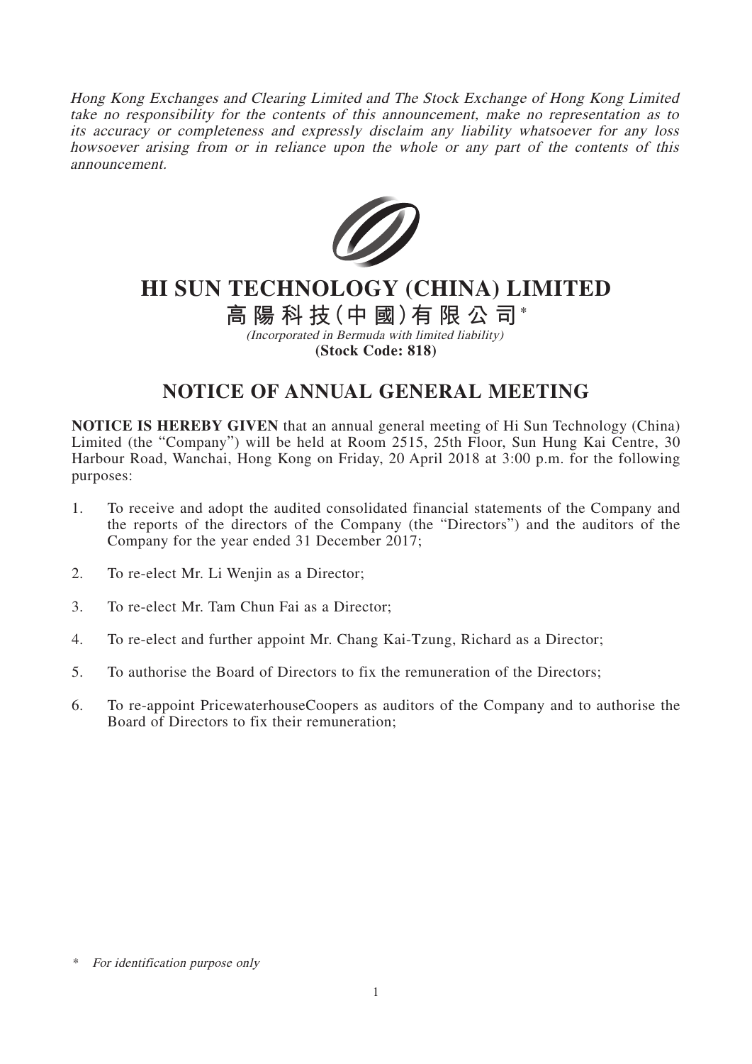*Hong Kong Exchanges and Clearing Limited and The Stock Exchange of Hong Kong Limited take no responsibility for the contents of this announcement, make no representation as to its accuracy or completeness and expressly disclaim any liability whatsoever for any loss howsoever arising from or in reliance upon the whole or any part of the contents of this announcement.*

# HI SUN TECHNOLOGY (CHINA) LIMITED

# 高陽科技(中國)有限公司*

*(Incorporated in Bermuda with limited liability)*

**(Stock Code: 818)**

## NOTICE OF ANNUAL GENERAL MEETING

**NOTICE IS HEREBY GIVEN** that an annual general meeting of Hi Sun Technology (China) Limited (the "Company") will be held at Room 2515, 25th Floor, Sun Hung Kai Centre, 30 Harbour Road, Wanchai, Hong Kong on Friday, 20 April 2018 at 3:00 p.m. for the following purposes:

1. To receive and adopt the audited consolidated financial statements of the Company and the reports of the directors of the Company (the "Directors") and the auditors of the Company for the year ended 31 December 2017;
2. To re-elect Mr. Li Wenjin as a Director;
3. To re-elect Mr. Tam Chun Fai as a Director;
4. To re-elect and further appoint Mr. Chang Kai-Tzung, Richard as a Director;
5. To authorise the Board of Directors to fix the remuneration of the Directors;
6. To re-appoint PricewaterhouseCoopers as auditors of the Company and to authorise the Board of Directors to fix their remuneration;

\* *For identification purpose only*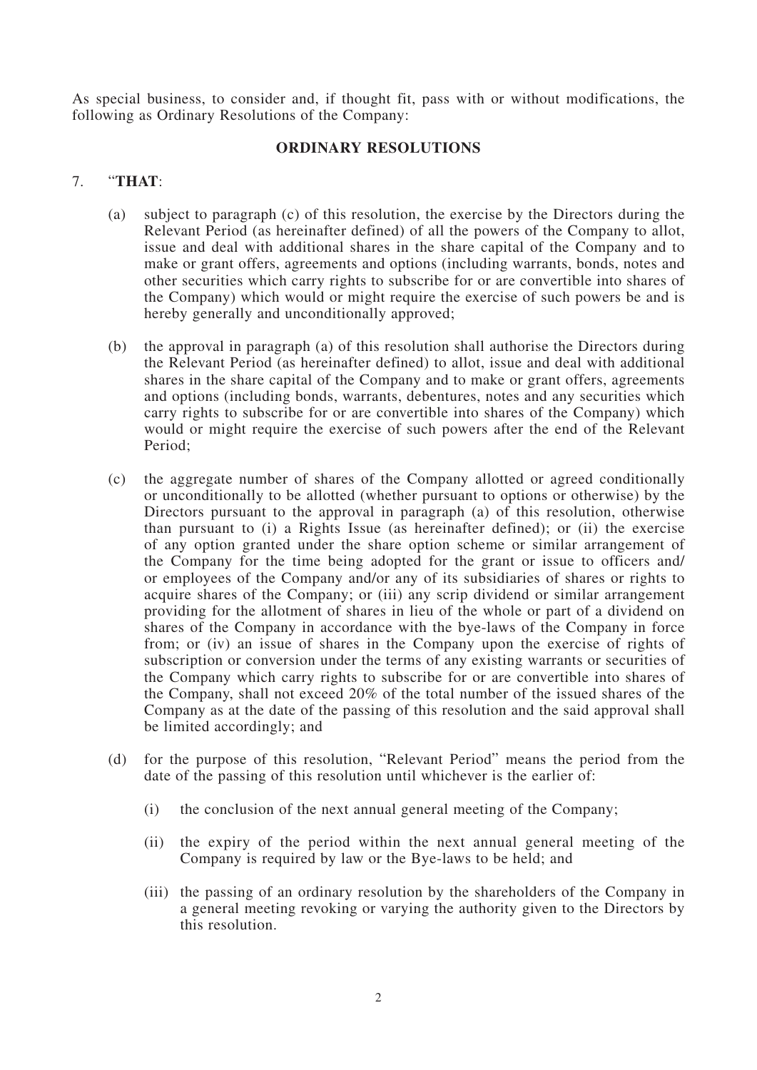As special business, to consider and, if thought fit, pass with or without modifications, the following as Ordinary Resolutions of the Company:

## ORDINARY RESOLUTIONS

7. "**THAT**:

   (a) subject to paragraph (c) of this resolution, the exercise by the Directors during the Relevant Period (as hereinafter defined) of all the powers of the Company to allot, issue and deal with additional shares in the share capital of the Company and to make or grant offers, agreements and options (including warrants, bonds, notes and other securities which carry rights to subscribe for or are convertible into shares of the Company) which would or might require the exercise of such powers be and is hereby generally and unconditionally approved;

   (b) the approval in paragraph (a) of this resolution shall authorise the Directors during the Relevant Period (as hereinafter defined) to allot, issue and deal with additional shares in the share capital of the Company and to make or grant offers, agreements and options (including bonds, warrants, debentures, notes and any securities which carry rights to subscribe for or are convertible into shares of the Company) which would or might require the exercise of such powers after the end of the Relevant Period;

   (c) the aggregate number of shares of the Company allotted or agreed conditionally or unconditionally to be allotted (whether pursuant to options or otherwise) by the Directors pursuant to the approval in paragraph (a) of this resolution, otherwise than pursuant to (i) a Rights Issue (as hereinafter defined); or (ii) the exercise of any option granted under the share option scheme or similar arrangement of the Company for the time being adopted for the grant or issue to officers and/or employees of the Company and/or any of its subsidiaries of shares or rights to acquire shares of the Company; or (iii) any scrip dividend or similar arrangement providing for the allotment of shares in lieu of the whole or part of a dividend on shares of the Company in accordance with the bye-laws of the Company in force from; or (iv) an issue of shares in the Company upon the exercise of rights of subscription or conversion under the terms of any existing warrants or securities of the Company which carry rights to subscribe for or are convertible into shares of the Company, shall not exceed 20% of the total number of the issued shares of the Company as at the date of the passing of this resolution and the said approval shall be limited accordingly; and

   (d) for the purpose of this resolution, "Relevant Period" means the period from the date of the passing of this resolution until whichever is the earlier of:

      (i) the conclusion of the next annual general meeting of the Company;

      (ii) the expiry of the period within the next annual general meeting of the Company is required by law or the Bye-laws to be held; and

      (iii) the passing of an ordinary resolution by the shareholders of the Company in a general meeting revoking or varying the authority given to the Directors by this resolution.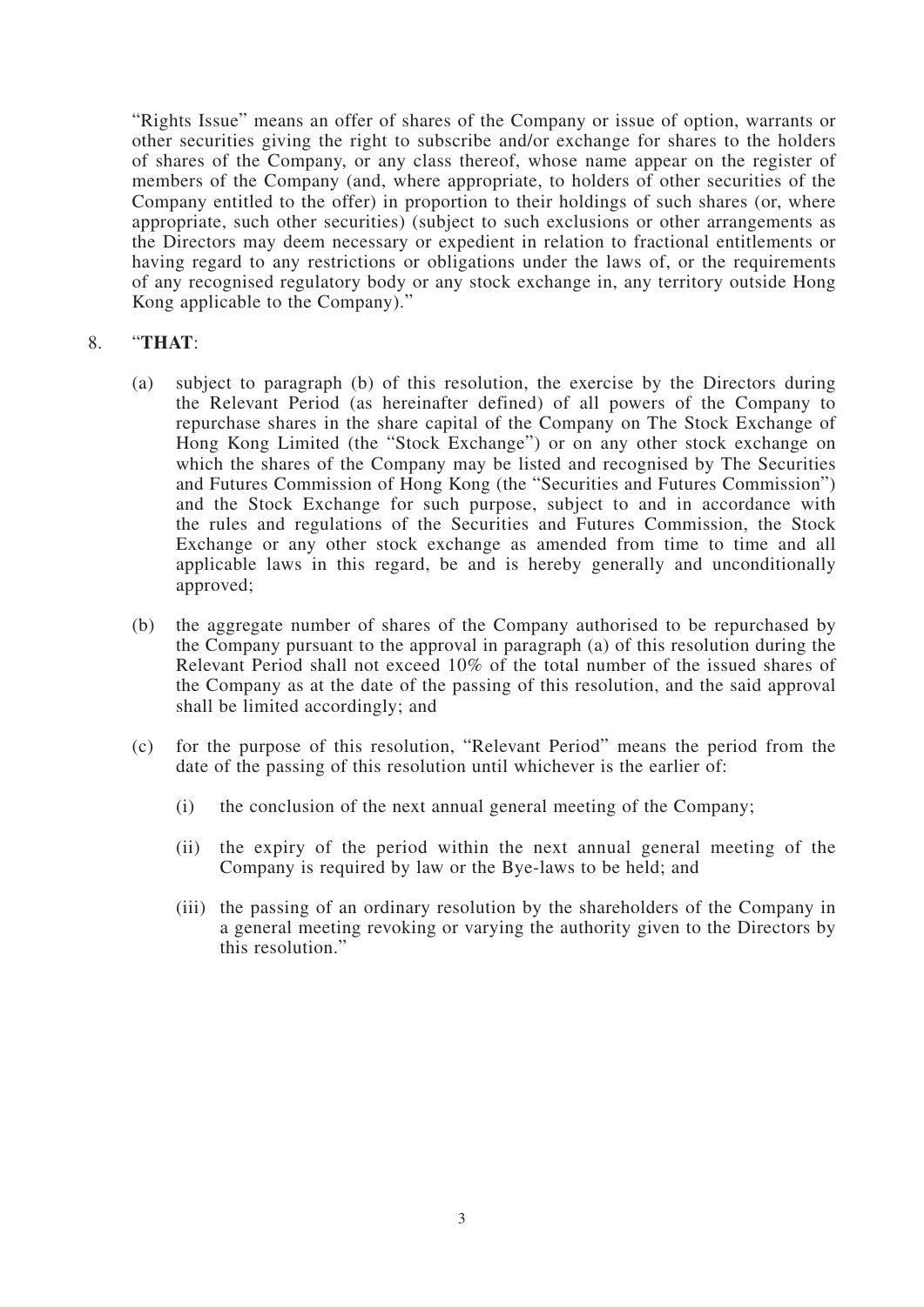"Rights Issue" means an offer of shares of the Company or issue of option, warrants or other securities giving the right to subscribe and/or exchange for shares to the holders of shares of the Company, or any class thereof, whose name appear on the register of members of the Company (and, where appropriate, to holders of other securities of the Company entitled to the offer) in proportion to their holdings of such shares (or, where appropriate, such other securities) (subject to such exclusions or other arrangements as the Directors may deem necessary or expedient in relation to fractional entitlements or having regard to any restrictions or obligations under the laws of, or the requirements of any recognised regulatory body or any stock exchange in, any territory outside Hong Kong applicable to the Company)."

8. "**THAT**:

   (a) subject to paragraph (b) of this resolution, the exercise by the Directors during the Relevant Period (as hereinafter defined) of all powers of the Company to repurchase shares in the share capital of the Company on The Stock Exchange of Hong Kong Limited (the "Stock Exchange") or on any other stock exchange on which the shares of the Company may be listed and recognised by The Securities and Futures Commission of Hong Kong (the "Securities and Futures Commission") and the Stock Exchange for such purpose, subject to and in accordance with the rules and regulations of the Securities and Futures Commission, the Stock Exchange or any other stock exchange as amended from time to time and all applicable laws in this regard, be and is hereby generally and unconditionally approved;

   (b) the aggregate number of shares of the Company authorised to be repurchased by the Company pursuant to the approval in paragraph (a) of this resolution during the Relevant Period shall not exceed 10% of the total number of the issued shares of the Company as at the date of the passing of this resolution, and the said approval shall be limited accordingly; and

   (c) for the purpose of this resolution, "Relevant Period" means the period from the date of the passing of this resolution until whichever is the earlier of:

      (i) the conclusion of the next annual general meeting of the Company;

      (ii) the expiry of the period within the next annual general meeting of the Company is required by law or the Bye-laws to be held; and

      (iii) the passing of an ordinary resolution by the shareholders of the Company in a general meeting revoking or varying the authority given to the Directors by this resolution."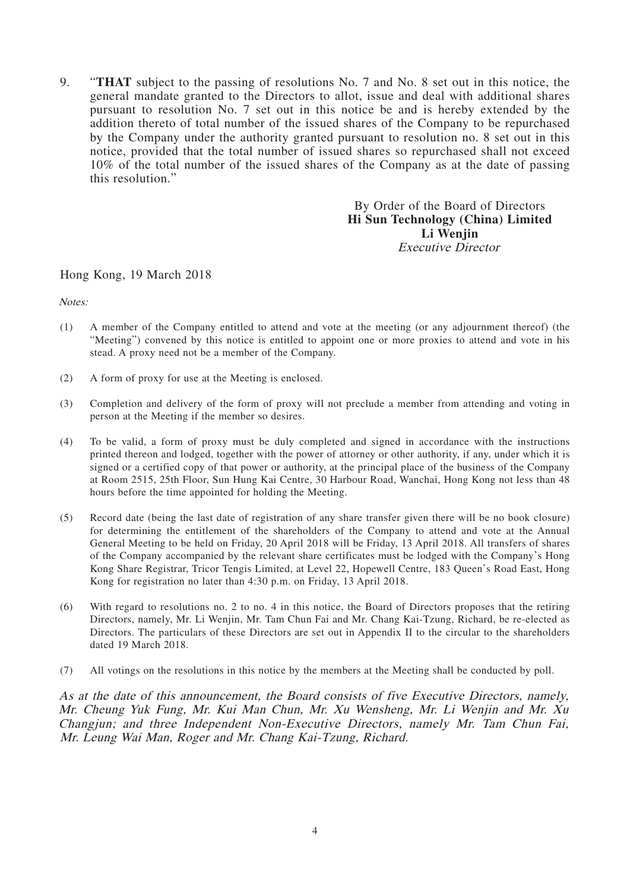9. "**THAT** subject to the passing of resolutions No. 7 and No. 8 set out in this notice, the general mandate granted to the Directors to allot, issue and deal with additional shares pursuant to resolution No. 7 set out in this notice be and is hereby extended by the addition thereto of total number of the issued shares of the Company to be repurchased by the Company under the authority granted pursuant to resolution no. 8 set out in this notice, provided that the total number of issued shares so repurchased shall not exceed 10% of the total number of the issued shares of the Company as at the date of passing this resolution."

By Order of the Board of Directors
**Hi Sun Technology (China) Limited**
**Li Wenjin**
*Executive Director*

Hong Kong, 19 March 2018

*Notes:*

(1) A member of the Company entitled to attend and vote at the meeting (or any adjournment thereof) (the "Meeting") convened by this notice is entitled to appoint one or more proxies to attend and vote in his stead. A proxy need not be a member of the Company.

(2) A form of proxy for use at the Meeting is enclosed.

(3) Completion and delivery of the form of proxy will not preclude a member from attending and voting in person at the Meeting if the member so desires.

(4) To be valid, a form of proxy must be duly completed and signed in accordance with the instructions printed thereon and lodged, together with the power of attorney or other authority, if any, under which it is signed or a certified copy of that power or authority, at the principal place of the business of the Company at Room 2515, 25th Floor, Sun Hung Kai Centre, 30 Harbour Road, Wanchai, Hong Kong not less than 48 hours before the time appointed for holding the Meeting.

(5) Record date (being the last date of registration of any share transfer given there will be no book closure) for determining the entitlement of the shareholders of the Company to attend and vote at the Annual General Meeting to be held on Friday, 20 April 2018 will be Friday, 13 April 2018. All transfers of shares of the Company accompanied by the relevant share certificates must be lodged with the Company's Hong Kong Share Registrar, Tricor Tengis Limited, at Level 22, Hopewell Centre, 183 Queen's Road East, Hong Kong for registration no later than 4:30 p.m. on Friday, 13 April 2018.

(6) With regard to resolutions no. 2 to no. 4 in this notice, the Board of Directors proposes that the retiring Directors, namely, Mr. Li Wenjin, Mr. Tam Chun Fai and Mr. Chang Kai-Tzung, Richard, be re-elected as Directors. The particulars of these Directors are set out in Appendix II to the circular to the shareholders dated 19 March 2018.

(7) All votings on the resolutions in this notice by the members at the Meeting shall be conducted by poll.

*As at the date of this announcement, the Board consists of five Executive Directors, namely, Mr. Cheung Yuk Fung, Mr. Kui Man Chun, Mr. Xu Wensheng, Mr. Li Wenjin and Mr. Xu Changjun; and three Independent Non-Executive Directors, namely Mr. Tam Chun Fai, Mr. Leung Wai Man, Roger and Mr. Chang Kai-Tzung, Richard.*